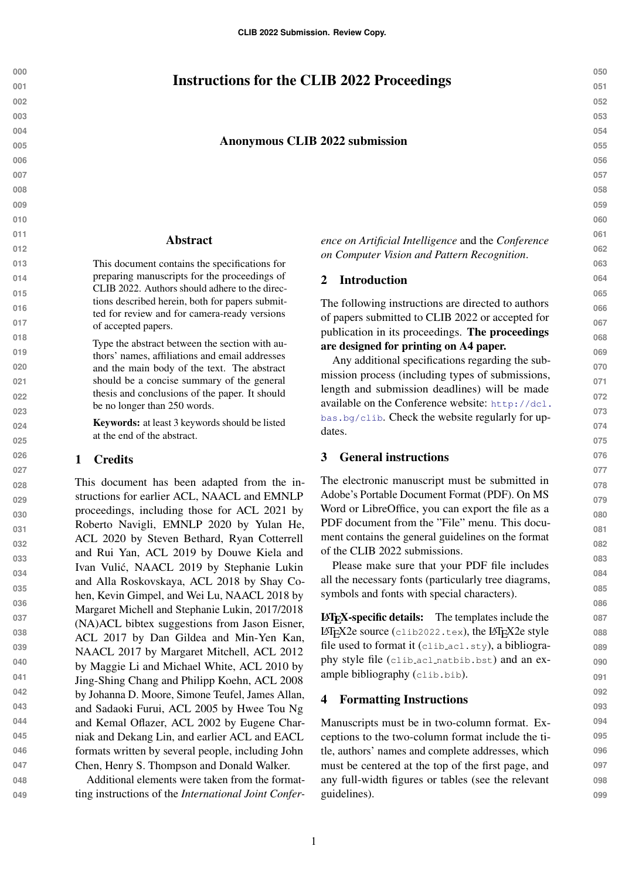# Instructions for the CLIB 2022 Proceedings

**Anonymous CLIB 2022 submission**

## Abstract

This document contains the specifications for preparing manuscripts for the proceedings of CLIB 2022. Authors should adhere to the directions described herein, both for papers submitted for review and for camera-ready versions of accepted papers.

Type the abstract between the section with authors' names, affiliations and email addresses and the main body of the text. The abstract should be a concise summary of the general thesis and conclusions of the paper. It should be no longer than 250 words.

**Keywords:** at least 3 keywords should be listed at the end of the abstract.

## 1 Credits

This document has been adapted from the instructions for earlier ACL, NAACL and EMNLP proceedings, including those for ACL 2021 by Roberto Navigli, EMNLP 2020 by Yulan He, ACL 2020 by Steven Bethard, Ryan Cotterell and Rui Yan, ACL 2019 by Douwe Kiela and Ivan Vulić, NAACL 2019 by Stephanie Lukin and Alla Roskovskaya, ACL 2018 by Shay Cohen, Kevin Gimpel, and Wei Lu, NAACL 2018 by Margaret Michell and Stephanie Lukin, 2017/2018 (NA)ACL bibtex suggestions from Jason Eisner, ACL 2017 by Dan Gildea and Min-Yen Kan, NAACL 2017 by Margaret Mitchell, ACL 2012 by Maggie Li and Michael White, ACL 2010 by Jing-Shing Chang and Philipp Koehn, ACL 2008 by Johanna D. Moore, Simone Teufel, James Allan, and Sadaoki Furui, ACL 2005 by Hwee Tou Ng and Kemal Oflazer, ACL 2002 by Eugene Charniak and Dekang Lin, and earlier ACL and EACL formats written by several people, including John Chen, Henry S. Thompson and Donald Walker.

Additional elements were taken from the formatting instructions of the *International Joint Conference on Artificial Intelligence* and the *Conference on Computer Vision and Pattern Recognition*.

## 2 Introduction

The following instructions are directed to authors of papers submitted to CLIB 2022 or accepted for publication in its proceedings. **The proceedings are designed for printing on A4 paper.**

Any additional specifications regarding the submission process (including types of submissions, length and submission deadlines) will be made available on the Conference website: http://dcl.bas.bg/clib. Check the website regularly for updates.

## 3 General instructions

The electronic manuscript must be submitted in Adobe's Portable Document Format (PDF). On MS Word or LibreOffice, you can export the file as a PDF document from the "File" menu. This document contains the general guidelines on the format of the CLIB 2022 submissions.

Please make sure that your PDF file includes all the necessary fonts (particularly tree diagrams, symbols and fonts with special characters).

**LaTeX-specific details:** The templates include the LaTeX2e source (`clib2022.tex`), the LaTeX2e style file used to format it (`clib_acl.sty`), a bibliography style file (`clib_acl_natbib.bst`) and an example bibliography (`clib.bib`).

## 4 Formatting Instructions

Manuscripts must be in two-column format. Exceptions to the two-column format include the title, authors' names and complete addresses, which must be centered at the top of the first page, and any full-width figures or tables (see the relevant guidelines).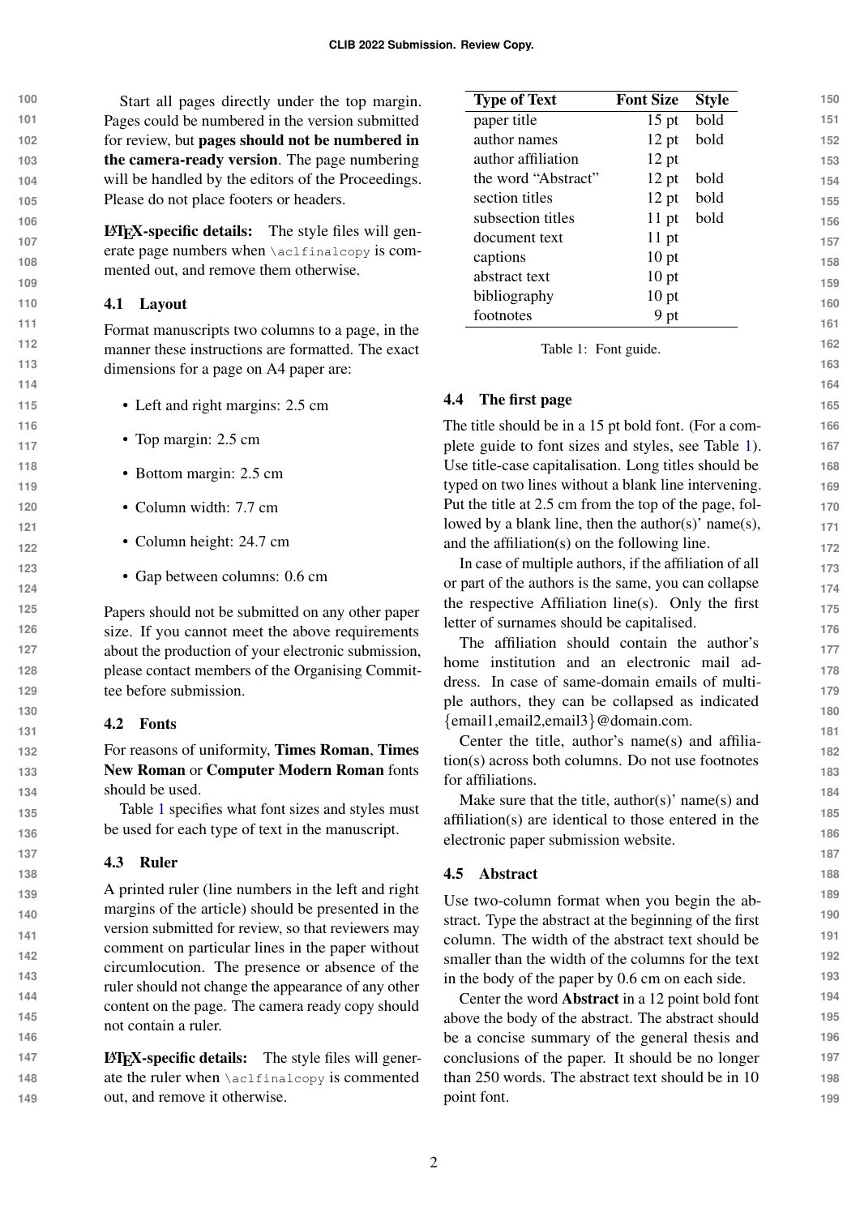Start all pages directly under the top margin. Pages could be numbered in the version submitted for review, but **pages should not be numbered in the camera-ready version**. The page numbering will be handled by the editors of the Proceedings. Please do not place footers or headers.

**LaTeX-specific details:** The style files will generate page numbers when `\aclfinalcopy` is commented out, and remove them otherwise.

### 4.1 Layout

Format manuscripts two columns to a page, in the manner these instructions are formatted. The exact dimensions for a page on A4 paper are:

- Left and right margins: 2.5 cm
- Top margin: 2.5 cm
- Bottom margin: 2.5 cm
- Column width: 7.7 cm
- Column height: 24.7 cm
- Gap between columns: 0.6 cm

Papers should not be submitted on any other paper size. If you cannot meet the above requirements about the production of your electronic submission, please contact members of the Organising Committee before submission.

### 4.2 Fonts

For reasons of uniformity, **Times Roman**, **Times New Roman** or **Computer Modern Roman** fonts should be used.

Table 1 specifies what font sizes and styles must be used for each type of text in the manuscript.

### 4.3 Ruler

A printed ruler (line numbers in the left and right margins of the article) should be presented in the version submitted for review, so that reviewers may comment on particular lines in the paper without circumlocution. The presence or absence of the ruler should not change the appearance of any other content on the page. The camera ready copy should not contain a ruler.

**LaTeX-specific details:** The style files will generate the ruler when `\aclfinalcopy` is commented out, and remove it otherwise.

| Type of Text | Font Size | Style |
|---|---|---|
| paper title | 15 pt | bold |
| author names | 12 pt | bold |
| author affiliation | 12 pt | |
| the word "Abstract" | 12 pt | bold |
| section titles | 12 pt | bold |
| subsection titles | 11 pt | bold |
| document text | 11 pt | |
| captions | 10 pt | |
| abstract text | 10 pt | |
| bibliography | 10 pt | |
| footnotes | 9 pt | |

Table 1: Font guide.

### 4.4 The first page

The title should be in a 15 pt bold font. (For a complete guide to font sizes and styles, see Table 1). Use title-case capitalisation. Long titles should be typed on two lines without a blank line intervening. Put the title at 2.5 cm from the top of the page, followed by a blank line, then the author(s)' name(s), and the affiliation(s) on the following line.

In case of multiple authors, if the affiliation of all or part of the authors is the same, you can collapse the respective Affiliation line(s). Only the first letter of surnames should be capitalised.

The affiliation should contain the author's home institution and an electronic mail address. In case of same-domain emails of multiple authors, they can be collapsed as indicated {email1,email2,email3}@domain.com.

Center the title, author's name(s) and affiliation(s) across both columns. Do not use footnotes for affiliations.

Make sure that the title, author(s)' name(s) and affiliation(s) are identical to those entered in the electronic paper submission website.

### 4.5 Abstract

Use two-column format when you begin the abstract. Type the abstract at the beginning of the first column. The width of the abstract text should be smaller than the width of the columns for the text in the body of the paper by 0.6 cm on each side.

Center the word **Abstract** in a 12 point bold font above the body of the abstract. The abstract should be a concise summary of the general thesis and conclusions of the paper. It should be no longer than 250 words. The abstract text should be in 10 point font.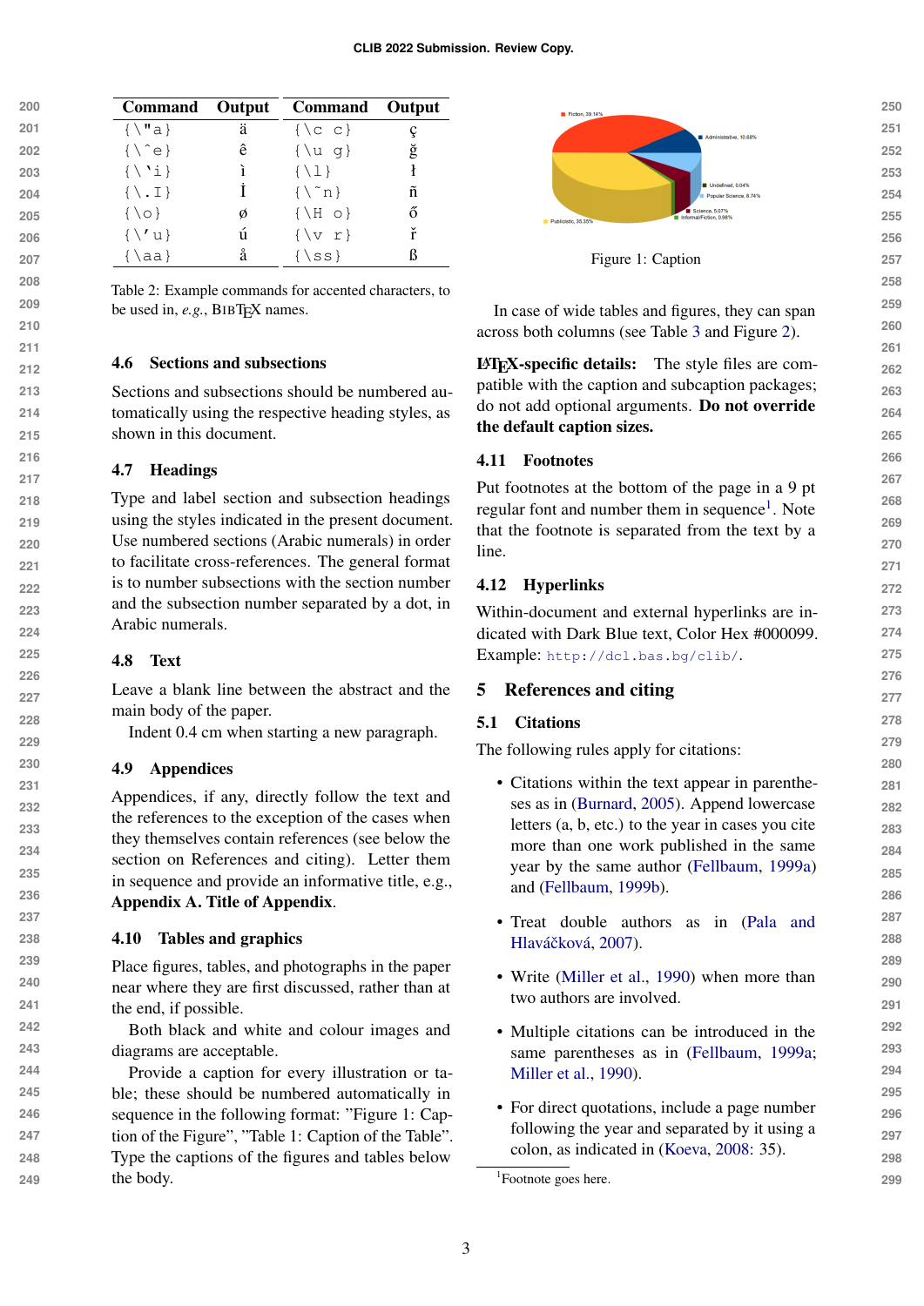| Command | Output | Command | Output |
|---|---|---|---|
| {\"a} | ä | {\c c} | ç |
| {\^e} | ê | {\u g} | ğ |
| {\`i} | ì | {\l} | ł |
| {\.I} | İ | {\~n} | ñ |
| {\o} | ø | {\H o} | ő |
| {\'u} | ú | {\v r} | ř |
| {\aa} | å | {\ss} | ß |

Table 2: Example commands for accented characters, to be used in, *e.g.*, BIBTEX names.

### 4.6 Sections and subsections

Sections and subsections should be numbered automatically using the respective heading styles, as shown in this document.

### 4.7 Headings

Type and label section and subsection headings using the styles indicated in the present document. Use numbered sections (Arabic numerals) in order to facilitate cross-references. The general format is to number subsections with the section number and the subsection number separated by a dot, in Arabic numerals.

### 4.8 Text

Leave a blank line between the abstract and the main body of the paper.

Indent 0.4 cm when starting a new paragraph.

### 4.9 Appendices

Appendices, if any, directly follow the text and the references to the exception of the cases when they themselves contain references (see below the section on References and citing). Letter them in sequence and provide an informative title, e.g., **Appendix A. Title of Appendix**.

### 4.10 Tables and graphics

Place figures, tables, and photographs in the paper near where they are first discussed, rather than at the end, if possible.

Both black and white and colour images and diagrams are acceptable.

Provide a caption for every illustration or table; these should be numbered automatically in sequence in the following format: "Figure 1: Caption of the Figure", "Table 1: Caption of the Table". Type the captions of the figures and tables below the body.

Figure 1: Caption

In case of wide tables and figures, they can span across both columns (see Table 3 and Figure 2).

**LATEX-specific details:** The style files are compatible with the caption and subcaption packages; do not add optional arguments. **Do not override the default caption sizes.**

### 4.11 Footnotes

Put footnotes at the bottom of the page in a 9 pt regular font and number them in sequence[1]. Note that the footnote is separated from the text by a line.

### 4.12 Hyperlinks

Within-document and external hyperlinks are indicated with Dark Blue text, Color Hex #000099. Example: `http://dcl.bas.bg/clib/`.

## 5 References and citing

### 5.1 Citations

The following rules apply for citations:

- Citations within the text appear in parentheses as in (Burnard, 2005). Append lowercase letters (a, b, etc.) to the year in cases you cite more than one work published in the same year by the same author (Fellbaum, 1999a) and (Fellbaum, 1999b).
- Treat double authors as in (Pala and Hlaváčková, 2007).
- Write (Miller et al., 1990) when more than two authors are involved.
- Multiple citations can be introduced in the same parentheses as in (Fellbaum, 1999a; Miller et al., 1990).
- For direct quotations, include a page number following the year and separated by it using a colon, as indicated in (Koeva, 2008: 35).

[1] Footnote goes here.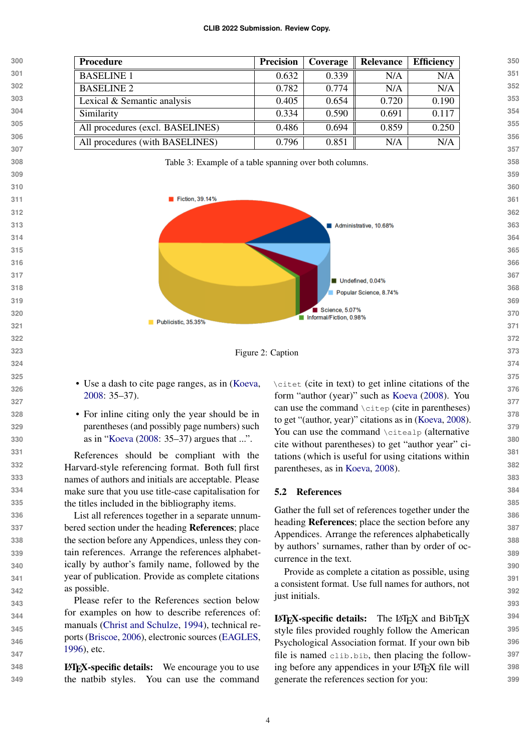| Procedure | Precision | Coverage | Relevance | Efficiency |
|---|---|---|---|---|
| BASELINE 1 | 0.632 | 0.339 | N/A | N/A |
| BASELINE 2 | 0.782 | 0.774 | N/A | N/A |
| Lexical & Semantic analysis | 0.405 | 0.654 | 0.720 | 0.190 |
| Similarity | 0.334 | 0.590 | 0.691 | 0.117 |
| All procedures (excl. BASELINES) | 0.486 | 0.694 | 0.859 | 0.250 |
| All procedures (with BASELINES) | 0.796 | 0.851 | N/A | N/A |

Table 3: Example of a table spanning over both columns.

Figure 2: Caption

- Use a dash to cite page ranges, as in (Koeva, 2008: 35–37).
- For inline citing only the year should be in parentheses (and possibly page numbers) such as in "Koeva (2008: 35–37) argues that ...".

References should be compliant with the Harvard-style referencing format. Both full first names of authors and initials are acceptable. Please make sure that you use title-case capitalisation for the titles included in the bibliography items.

List all references together in a separate unnumbered section under the heading **References**; place the section before any Appendices, unless they contain references. Arrange the references alphabetically by author's family name, followed by the year of publication. Provide as complete citations as possible.

Please refer to the References section below for examples on how to describe references of: manuals (Christ and Schulze, 1994), technical reports (Briscoe, 2006), electronic sources (EAGLES, 1996), etc.

**LaTeX-specific details:** We encourage you to use the natbib styles. You can use the command `\citet` (cite in text) to get inline citations of the form "author (year)" such as Koeva (2008). You can use the command `\citep` (cite in parentheses) to get "(author, year)" citations as in (Koeva, 2008). You can use the command `\citealp` (alternative cite without parentheses) to get "author year" citations (which is useful for using citations within parentheses, as in Koeva, 2008).

### 5.2 References

Gather the full set of references together under the heading **References**; place the section before any Appendices. Arrange the references alphabetically by authors' surnames, rather than by order of occurrence in the text.

Provide as complete a citation as possible, using a consistent format. Use full names for authors, not just initials.

**LaTeX-specific details:** The LaTeX and BibTeX style files provided roughly follow the American Psychological Association format. If your own bib file is named `clib.bib`, then placing the following before any appendices in your LaTeX file will generate the references section for you: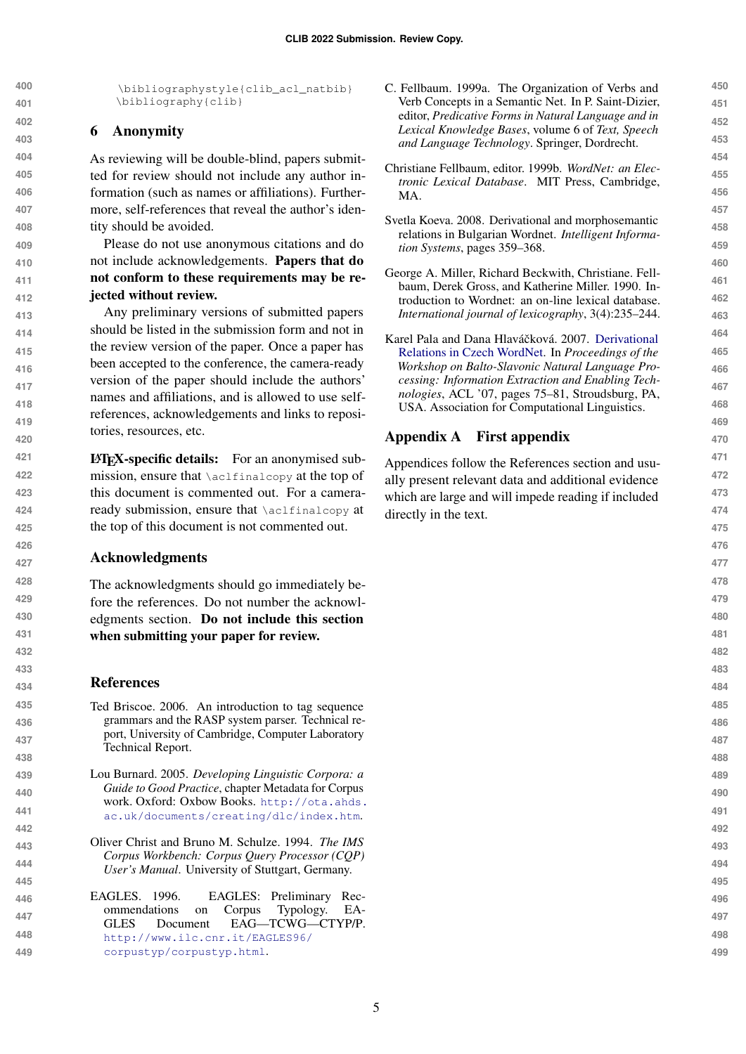```
\bibliographystyle{clib_acl_natbib}
\bibliography{clib}
```

## 6 Anonymity

As reviewing will be double-blind, papers submitted for review should not include any author information (such as names or affiliations). Furthermore, self-references that reveal the author's identity should be avoided.

Please do not use anonymous citations and do not include acknowledgements. **Papers that do not conform to these requirements may be rejected without review.**

Any preliminary versions of submitted papers should be listed in the submission form and not in the review version of the paper. Once a paper has been accepted to the conference, the camera-ready version of the paper should include the authors' names and affiliations, and is allowed to use self-references, acknowledgements and links to repositories, resources, etc.

**LaTeX-specific details:** For an anonymised submission, ensure that `\aclfinalcopy` at the top of this document is commented out. For a camera-ready submission, ensure that `\aclfinalcopy` at the top of this document is not commented out.

## Acknowledgments

The acknowledgments should go immediately before the references. Do not number the acknowledgments section. **Do not include this section when submitting your paper for review.**

## References

Ted Briscoe. 2006. An introduction to tag sequence grammars and the RASP system parser. Technical report, University of Cambridge, Computer Laboratory Technical Report.

Lou Burnard. 2005. *Developing Linguistic Corpora: a Guide to Good Practice*, chapter Metadata for Corpus work. Oxford: Oxbow Books. http://ota.ahds.ac.uk/documents/creating/dlc/index.htm.

Oliver Christ and Bruno M. Schulze. 1994. *The IMS Corpus Workbench: Corpus Query Processor (CQP) User's Manual*. University of Stuttgart, Germany.

EAGLES. 1996. EAGLES: Preliminary Recommendations on Corpus Typology. EAGLES Document EAG—TCWG—CTYP/P. http://www.ilc.cnr.it/EAGLES96/corpustyp/corpustyp.html.

C. Fellbaum. 1999a. The Organization of Verbs and Verb Concepts in a Semantic Net. In P. Saint-Dizier, editor, *Predicative Forms in Natural Language and in Lexical Knowledge Bases*, volume 6 of *Text, Speech and Language Technology*. Springer, Dordrecht.

Christiane Fellbaum, editor. 1999b. *WordNet: an Electronic Lexical Database*. MIT Press, Cambridge, MA.

Svetla Koeva. 2008. Derivational and morphosemantic relations in Bulgarian Wordnet. *Intelligent Information Systems*, pages 359–368.

George A. Miller, Richard Beckwith, Christiane. Fellbaum, Derek Gross, and Katherine Miller. 1990. Introduction to Wordnet: an on-line lexical database. *International journal of lexicography*, 3(4):235–244.

Karel Pala and Dana Hlaváčková. 2007. Derivational Relations in Czech WordNet. In *Proceedings of the Workshop on Balto-Slavonic Natural Language Processing: Information Extraction and Enabling Technologies*, ACL '07, pages 75–81, Stroudsburg, PA, USA. Association for Computational Linguistics.

## Appendix A First appendix

Appendices follow the References section and usually present relevant data and additional evidence which are large and will impede reading if included directly in the text.